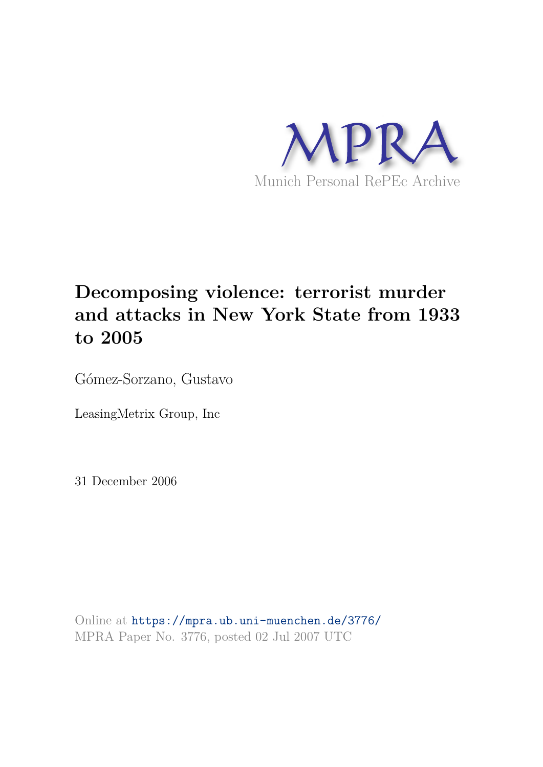MPRA

Munich Personal RePEc Archive

# Decomposing violence: terrorist murder and attacks in New York State from 1933 to 2005

Gómez-Sorzano, Gustavo

LeasingMetrix Group, Inc

31 December 2006

Online at https://mpra.ub.uni-muenchen.de/3776/
MPRA Paper No. 3776, posted 02 Jul 2007 UTC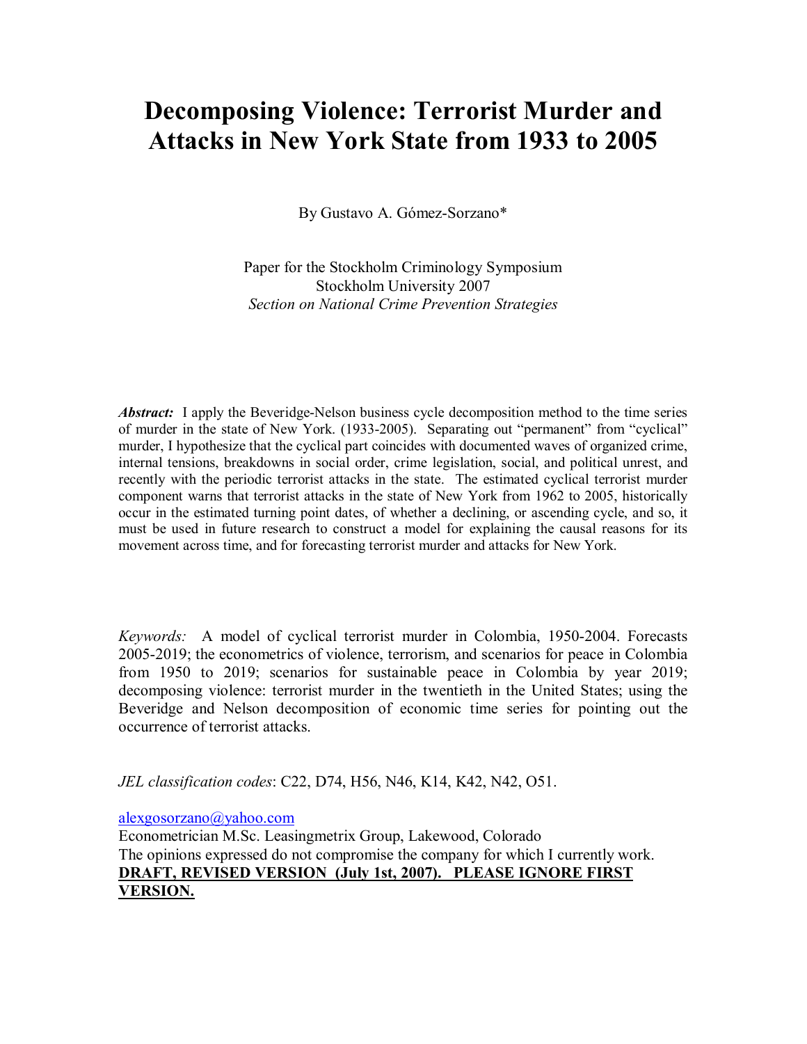# Decomposing Violence: Terrorist Murder and Attacks in New York State from 1933 to 2005

By Gustavo A. Gómez-Sorzano*

Paper for the Stockholm Criminology Symposium  
Stockholm University 2007  
*Section on National Crime Prevention Strategies*

***Abstract:*** I apply the Beveridge-Nelson business cycle decomposition method to the time series of murder in the state of New York. (1933-2005). Separating out "permanent" from "cyclical" murder, I hypothesize that the cyclical part coincides with documented waves of organized crime, internal tensions, breakdowns in social order, crime legislation, social, and political unrest, and recently with the periodic terrorist attacks in the state. The estimated cyclical terrorist murder component warns that terrorist attacks in the state of New York from 1962 to 2005, historically occur in the estimated turning point dates, of whether a declining, or ascending cycle, and so, it must be used in future research to construct a model for explaining the causal reasons for its movement across time, and for forecasting terrorist murder and attacks for New York.

*Keywords:* A model of cyclical terrorist murder in Colombia, 1950-2004. Forecasts 2005-2019; the econometrics of violence, terrorism, and scenarios for peace in Colombia from 1950 to 2019; scenarios for sustainable peace in Colombia by year 2019; decomposing violence: terrorist murder in the twentieth in the United States; using the Beveridge and Nelson decomposition of economic time series for pointing out the occurrence of terrorist attacks.

*JEL classification codes*: C22, D74, H56, N46, K14, K42, N42, O51.

alexgosorzano@yahoo.com  
Econometrician M.Sc. Leasingmetrix Group, Lakewood, Colorado  
The opinions expressed do not compromise the company for which I currently work.  
**DRAFT, REVISED VERSION (July 1st, 2007). PLEASE IGNORE FIRST VERSION.**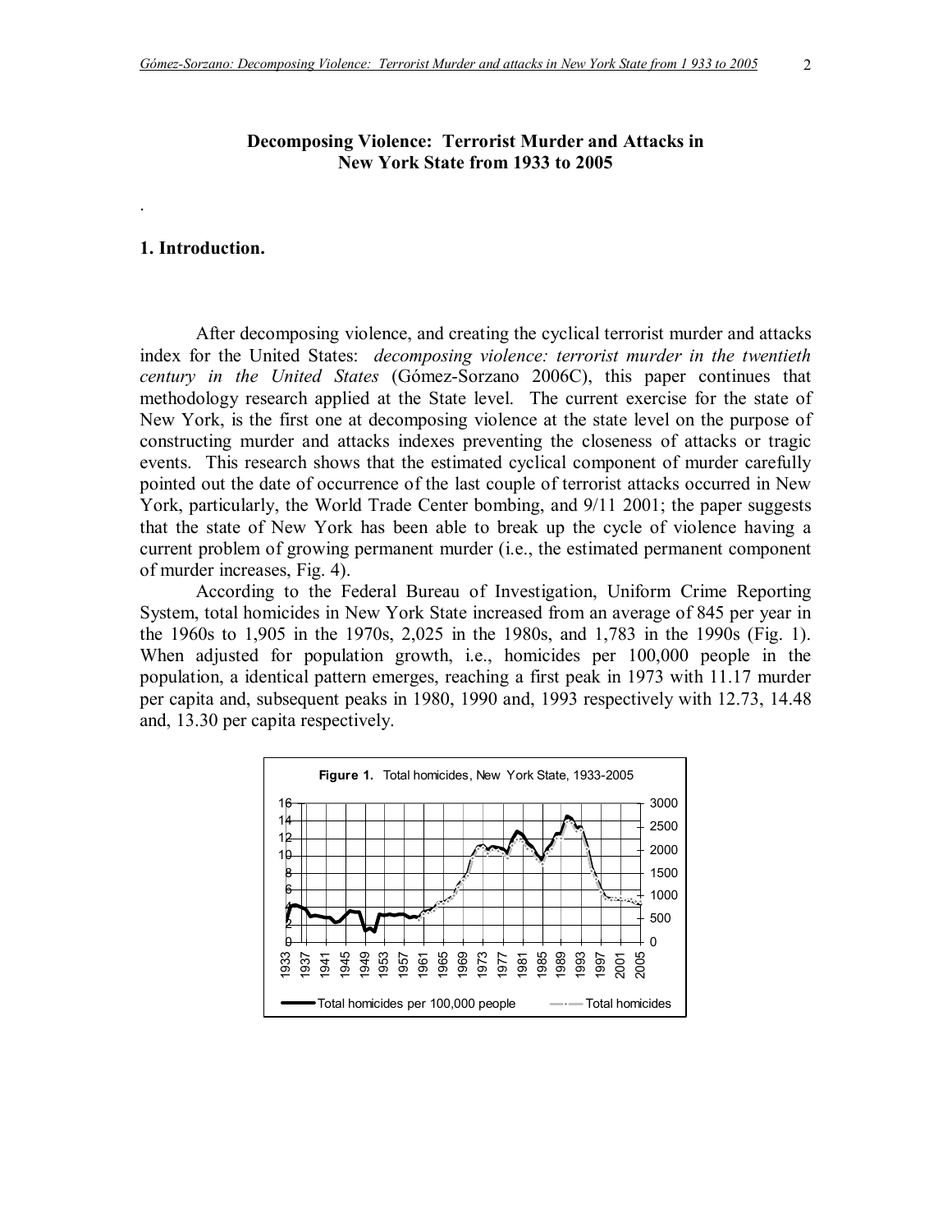# Decomposing Violence: Terrorist Murder and Attacks in New York State from 1933 to 2005

.

## 1. Introduction.

After decomposing violence, and creating the cyclical terrorist murder and attacks index for the United States: *decomposing violence: terrorist murder in the twentieth century in the United States* (Gómez-Sorzano 2006C), this paper continues that methodology research applied at the State level. The current exercise for the state of New York, is the first one at decomposing violence at the state level on the purpose of constructing murder and attacks indexes preventing the closeness of attacks or tragic events. This research shows that the estimated cyclical component of murder carefully pointed out the date of occurrence of the last couple of terrorist attacks occurred in New York, particularly, the World Trade Center bombing, and 9/11 2001; the paper suggests that the state of New York has been able to break up the cycle of violence having a current problem of growing permanent murder (i.e., the estimated permanent component of murder increases, Fig. 4).

According to the Federal Bureau of Investigation, Uniform Crime Reporting System, total homicides in New York State increased from an average of 845 per year in the 1960s to 1,905 in the 1970s, 2,025 in the 1980s, and 1,783 in the 1990s (Fig. 1). When adjusted for population growth, i.e., homicides per 100,000 people in the population, a identical pattern emerges, reaching a first peak in 1973 with 11.17 murder per capita and, subsequent peaks in 1980, 1990 and, 1993 respectively with 12.73, 14.48 and, 13.30 per capita respectively.

**Figure 1.** Total homicides, New York State, 1933-2005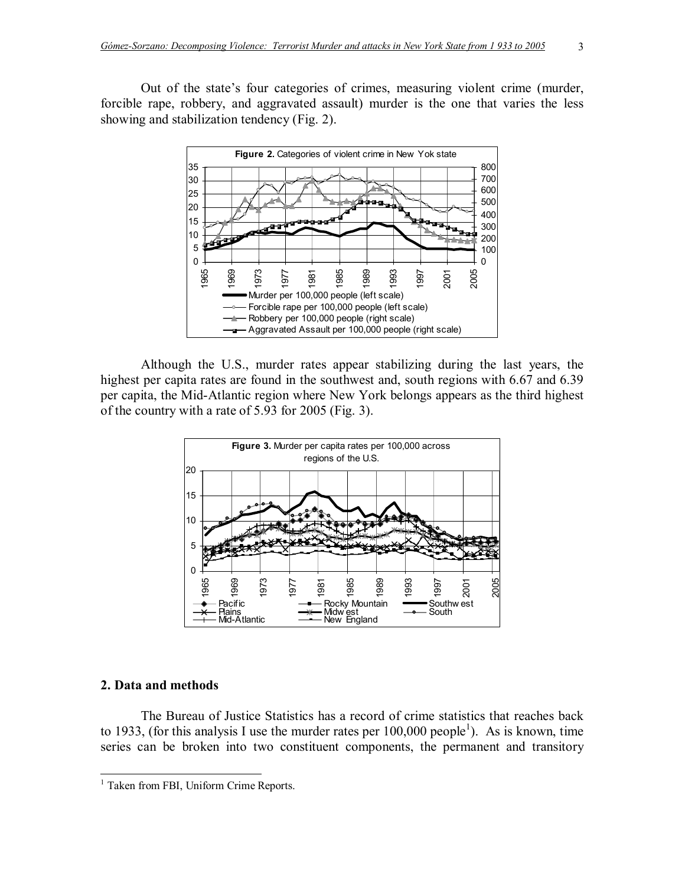Out of the state's four categories of crimes, measuring violent crime (murder, forcible rape, robbery, and aggravated assault) murder is the one that varies the less showing and stabilization tendency (Fig. 2).

**Figure 2.** Categories of violent crime in New Yok state

Although the U.S., murder rates appear stabilizing during the last years, the highest per capita rates are found in the southwest and, south regions with 6.67 and 6.39 per capita, the Mid-Atlantic region where New York belongs appears as the third highest of the country with a rate of 5.93 for 2005 (Fig. 3).

**Figure 3.** Murder per capita rates per 100,000 across regions of the U.S.

## 2. Data and methods

The Bureau of Justice Statistics has a record of crime statistics that reaches back to 1933, (for this analysis I use the murder rates per 100,000 people[1]). As is known, time series can be broken into two constituent components, the permanent and transitory

[1] Taken from FBI, Uniform Crime Reports.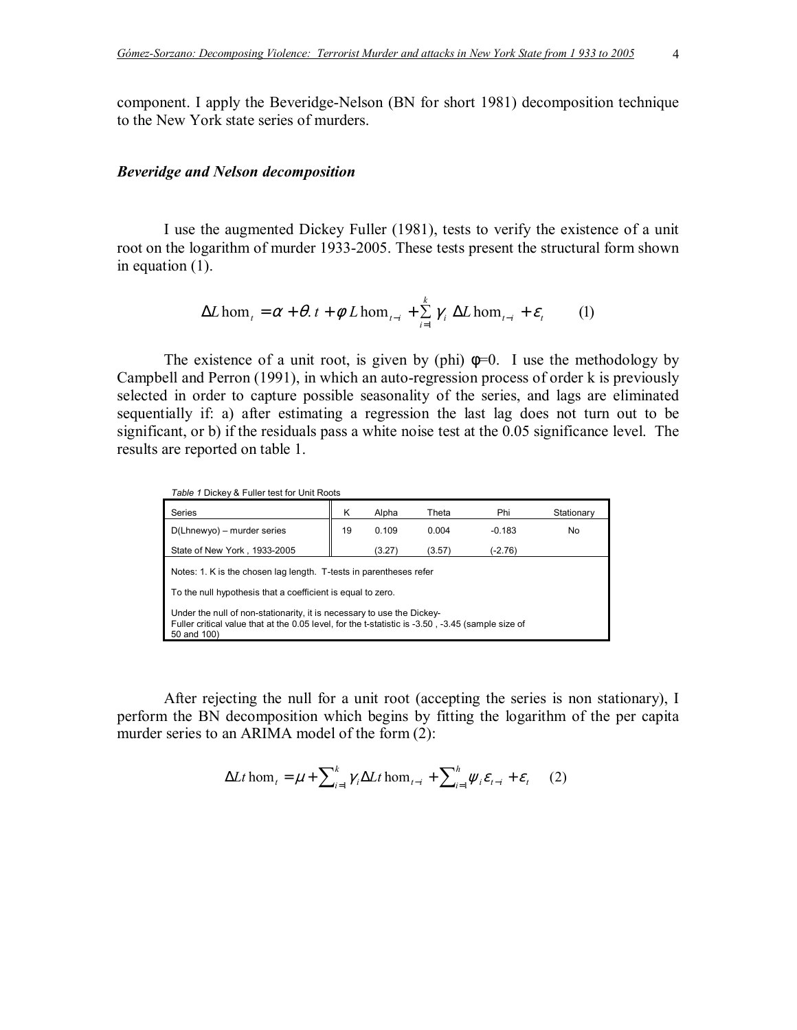component. I apply the Beveridge-Nelson (BN for short 1981) decomposition technique to the New York state series of murders.

### *Beveridge and Nelson decomposition*

I use the augmented Dickey Fuller (1981), tests to verify the existence of a unit root on the logarithm of murder 1933-2005. These tests present the structural form shown in equation (1).

$$\Delta L\,\mathrm{hom}_t = \alpha + \theta .\, t + \phi\, L\,\mathrm{hom}_{t-i} + \sum_{i=1}^{k} \gamma_i\, \Delta L\,\mathrm{hom}_{t-i} + \varepsilon_t \qquad (1)$$

The existence of a unit root, is given by (phi) $\phi=0$. I use the methodology by Campbell and Perron (1991), in which an auto-regression process of order k is previously selected in order to capture possible seasonality of the series, and lags are eliminated sequentially if: a) after estimating a regression the last lag does not turn out to be significant, or b) if the residuals pass a white noise test at the 0.05 significance level. The results are reported on table 1.

*Table 1* Dickey & Fuller test for Unit Roots

| Series | K | Alpha | Theta | Phi | Stationary |
|---|---|---|---|---|---|
| D(Lhnewyo) – murder series | 19 | 0.109 | 0.004 | -0.183 | No |
| State of New York , 1933-2005 | | (3.27) | (3.57) | (-2.76) | |

Notes: 1. K is the chosen lag length. T-tests in parentheses refer

To the null hypothesis that a coefficient is equal to zero.

Under the null of non-stationarity, it is necessary to use the Dickey-Fuller critical value that at the 0.05 level, for the t-statistic is -3.50 , -3.45 (sample size of 50 and 100)

After rejecting the null for a unit root (accepting the series is non stationary), I perform the BN decomposition which begins by fitting the logarithm of the per capita murder series to an ARIMA model of the form (2):

$$\Delta Lt\,\mathrm{hom}_t = \mu + \sum_{i=1}^{k} \gamma_i \Delta Lt\,\mathrm{hom}_{t-i} + \sum_{i=1}^{h} \psi_i \varepsilon_{t-i} + \varepsilon_t \qquad (2)$$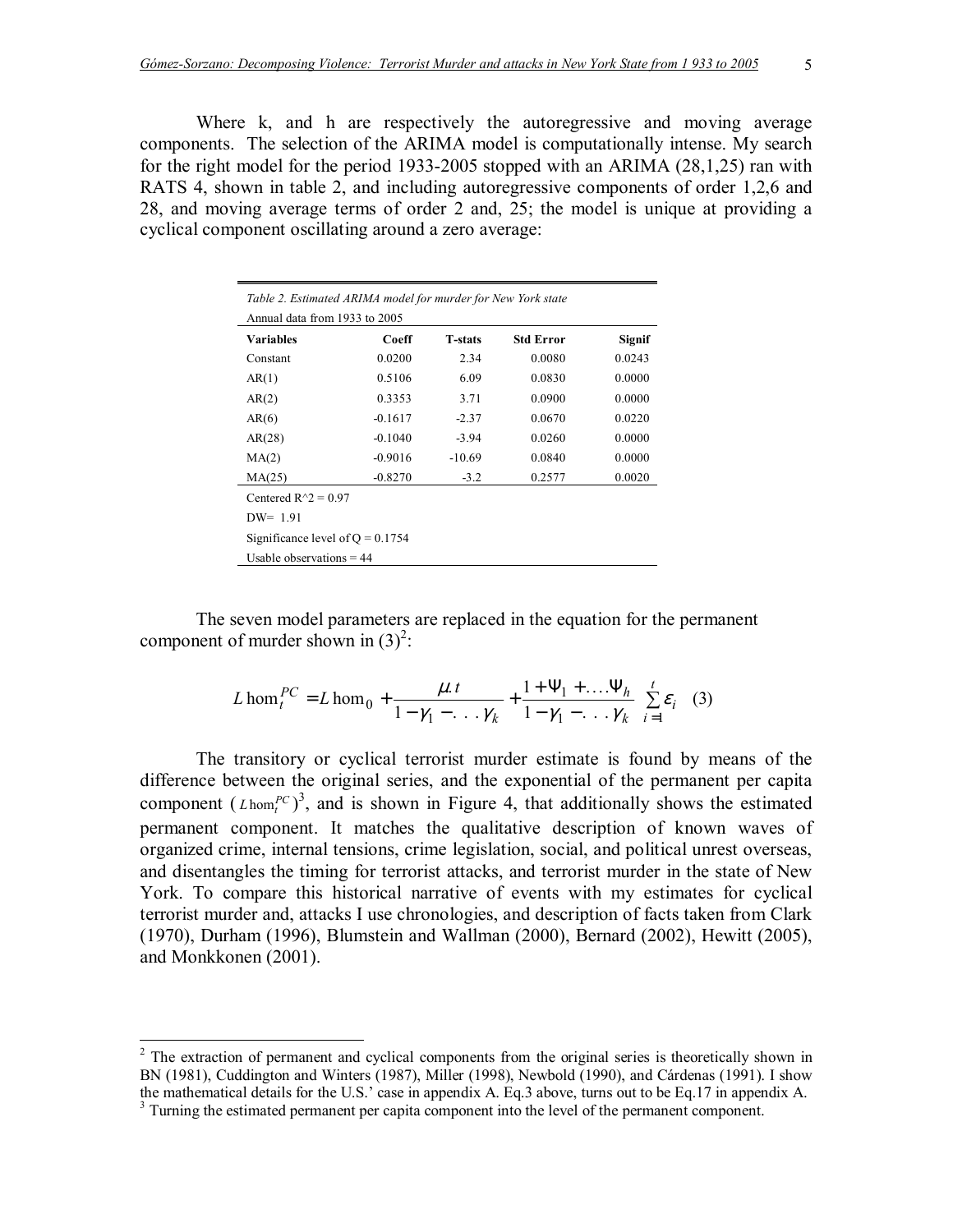Where k, and h are respectively the autoregressive and moving average components. The selection of the ARIMA model is computationally intense. My search for the right model for the period 1933-2005 stopped with an ARIMA (28,1,25) ran with RATS 4, shown in table 2, and including autoregressive components of order 1,2,6 and 28, and moving average terms of order 2 and, 25; the model is unique at providing a cyclical component oscillating around a zero average:

*Table 2. Estimated ARIMA model for murder for New York state*

Annual data from 1933 to 2005

| Variables | Coeff | T-stats | Std Error | Signif |
|---|---|---|---|---|
| Constant | 0.0200 | 2.34 | 0.0080 | 0.0243 |
| AR(1) | 0.5106 | 6.09 | 0.0830 | 0.0000 |
| AR(2) | 0.3353 | 3.71 | 0.0900 | 0.0000 |
| AR(6) | -0.1617 | -2.37 | 0.0670 | 0.0220 |
| AR(28) | -0.1040 | -3.94 | 0.0260 | 0.0000 |
| MA(2) | -0.9016 | -10.69 | 0.0840 | 0.0000 |
| MA(25) | -0.8270 | -3.2 | 0.2577 | 0.0020 |

Centered R^2 = 0.97

DW= 1.91

Significance level of Q = 0.1754

Usable observations = 44

The seven model parameters are replaced in the equation for the permanent component of murder shown in (3)[2]:

$$L\,\text{hom}_t^{PC} = L\,\text{hom}_0 + \frac{\mu . t}{1-\gamma_1 - . . . \gamma_k} + \frac{1+\Psi_1 + \ldots . \Psi_h}{1-\gamma_1 - . . . \gamma_k} \sum_{i=1}^{t} \varepsilon_i \quad (3)$$

The transitory or cyclical terrorist murder estimate is found by means of the difference between the original series, and the exponential of the permanent per capita component ($L\,\text{hom}_t^{PC}$)[3], and is shown in Figure 4, that additionally shows the estimated permanent component. It matches the qualitative description of known waves of organized crime, internal tensions, crime legislation, social, and political unrest overseas, and disentangles the timing for terrorist attacks, and terrorist murder in the state of New York. To compare this historical narrative of events with my estimates for cyclical terrorist murder and, attacks I use chronologies, and description of facts taken from Clark (1970), Durham (1996), Blumstein and Wallman (2000), Bernard (2002), Hewitt (2005), and Monkkonen (2001).

---

[2] The extraction of permanent and cyclical components from the original series is theoretically shown in BN (1981), Cuddington and Winters (1987), Miller (1998), Newbold (1990), and Cárdenas (1991). I show the mathematical details for the U.S.' case in appendix A. Eq.3 above, turns out to be Eq.17 in appendix A.

[3] Turning the estimated permanent per capita component into the level of the permanent component.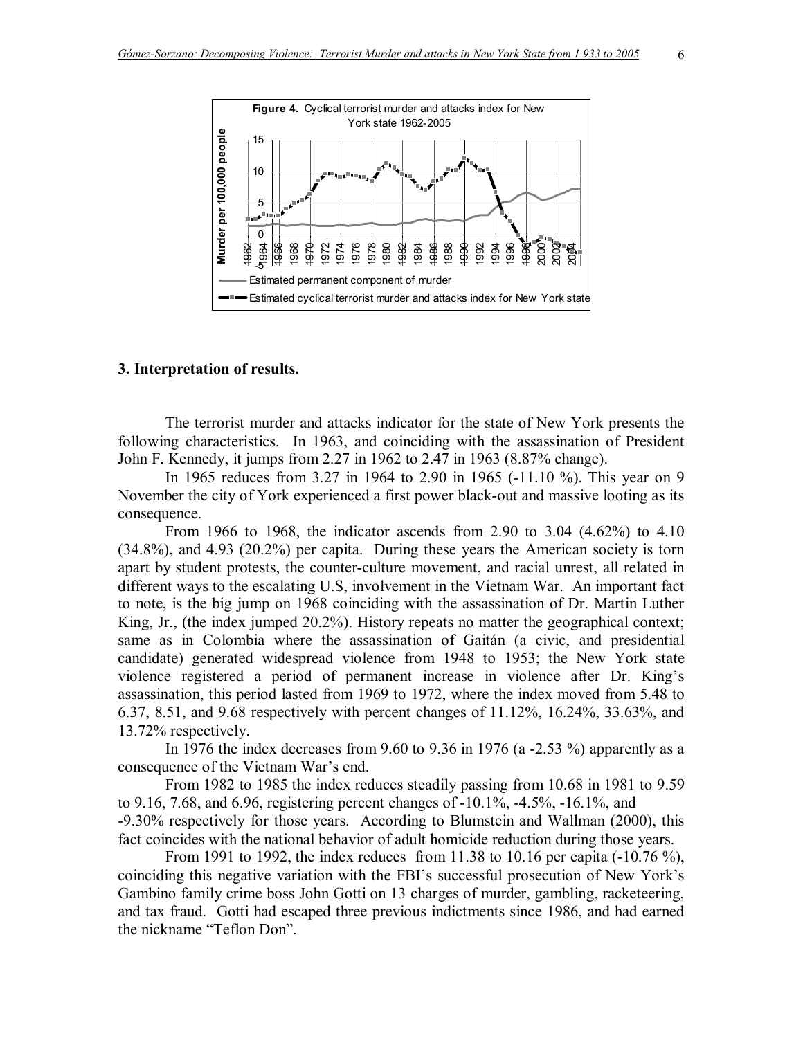**Figure 4.** Cyclical terrorist murder and attacks index for New York state 1962-2005

## 3. Interpretation of results.

The terrorist murder and attacks indicator for the state of New York presents the following characteristics. In 1963, and coinciding with the assassination of President John F. Kennedy, it jumps from 2.27 in 1962 to 2.47 in 1963 (8.87% change).

In 1965 reduces from 3.27 in 1964 to 2.90 in 1965 (-11.10 %). This year on 9 November the city of York experienced a first power black-out and massive looting as its consequence.

From 1966 to 1968, the indicator ascends from 2.90 to 3.04 (4.62%) to 4.10 (34.8%), and 4.93 (20.2%) per capita. During these years the American society is torn apart by student protests, the counter-culture movement, and racial unrest, all related in different ways to the escalating U.S, involvement in the Vietnam War. An important fact to note, is the big jump on 1968 coinciding with the assassination of Dr. Martin Luther King, Jr., (the index jumped 20.2%). History repeats no matter the geographical context; same as in Colombia where the assassination of Gaitán (a civic, and presidential candidate) generated widespread violence from 1948 to 1953; the New York state violence registered a period of permanent increase in violence after Dr. King's assassination, this period lasted from 1969 to 1972, where the index moved from 5.48 to 6.37, 8.51, and 9.68 respectively with percent changes of 11.12%, 16.24%, 33.63%, and 13.72% respectively.

In 1976 the index decreases from 9.60 to 9.36 in 1976 (a -2.53 %) apparently as a consequence of the Vietnam War's end.

From 1982 to 1985 the index reduces steadily passing from 10.68 in 1981 to 9.59 to 9.16, 7.68, and 6.96, registering percent changes of -10.1%, -4.5%, -16.1%, and -9.30% respectively for those years. According to Blumstein and Wallman (2000), this fact coincides with the national behavior of adult homicide reduction during those years.

From 1991 to 1992, the index reduces from 11.38 to 10.16 per capita (-10.76 %), coinciding this negative variation with the FBI's successful prosecution of New York's Gambino family crime boss John Gotti on 13 charges of murder, gambling, racketeering, and tax fraud. Gotti had escaped three previous indictments since 1986, and had earned the nickname "Teflon Don".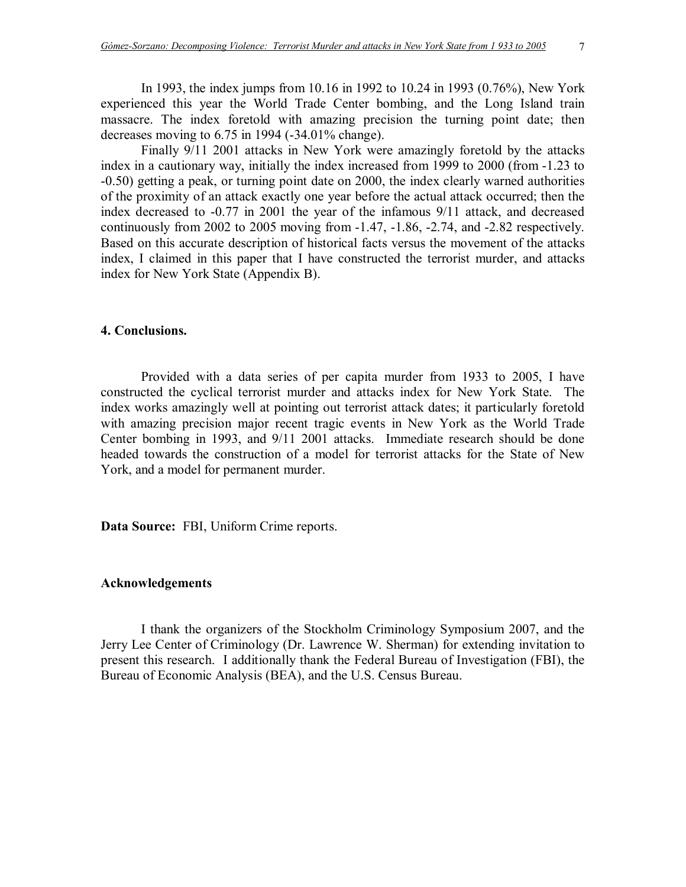In 1993, the index jumps from 10.16 in 1992 to 10.24 in 1993 (0.76%), New York experienced this year the World Trade Center bombing, and the Long Island train massacre. The index foretold with amazing precision the turning point date; then decreases moving to 6.75 in 1994 (-34.01% change).

Finally 9/11 2001 attacks in New York were amazingly foretold by the attacks index in a cautionary way, initially the index increased from 1999 to 2000 (from -1.23 to -0.50) getting a peak, or turning point date on 2000, the index clearly warned authorities of the proximity of an attack exactly one year before the actual attack occurred; then the index decreased to -0.77 in 2001 the year of the infamous 9/11 attack, and decreased continuously from 2002 to 2005 moving from -1.47, -1.86, -2.74, and -2.82 respectively. Based on this accurate description of historical facts versus the movement of the attacks index, I claimed in this paper that I have constructed the terrorist murder, and attacks index for New York State (Appendix B).

## 4. Conclusions.

Provided with a data series of per capita murder from 1933 to 2005, I have constructed the cyclical terrorist murder and attacks index for New York State. The index works amazingly well at pointing out terrorist attack dates; it particularly foretold with amazing precision major recent tragic events in New York as the World Trade Center bombing in 1993, and 9/11 2001 attacks. Immediate research should be done headed towards the construction of a model for terrorist attacks for the State of New York, and a model for permanent murder.

**Data Source:** FBI, Uniform Crime reports.

## Acknowledgements

I thank the organizers of the Stockholm Criminology Symposium 2007, and the Jerry Lee Center of Criminology (Dr. Lawrence W. Sherman) for extending invitation to present this research. I additionally thank the Federal Bureau of Investigation (FBI), the Bureau of Economic Analysis (BEA), and the U.S. Census Bureau.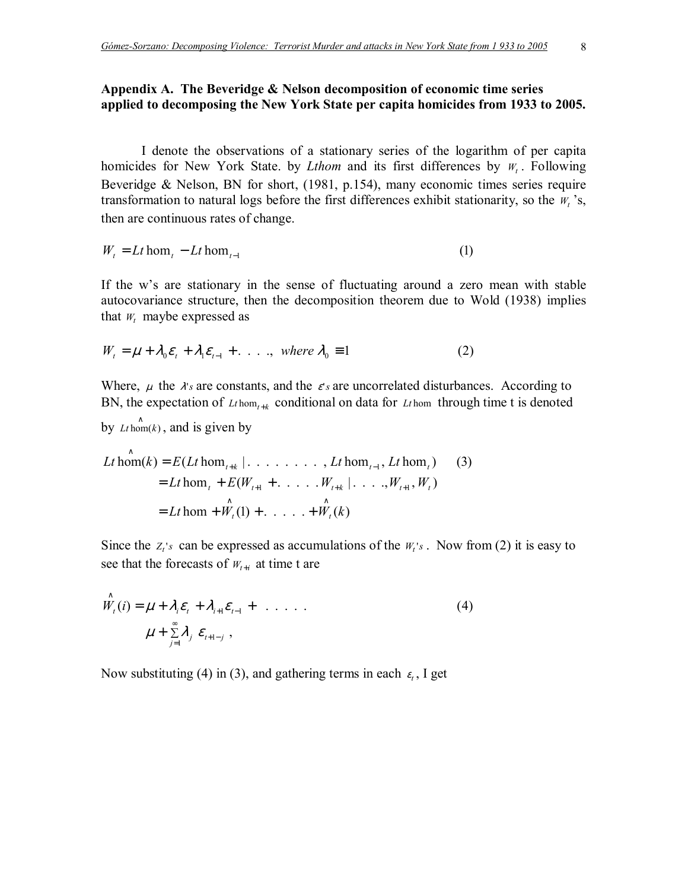## Appendix A. The Beveridge & Nelson decomposition of economic time series applied to decomposing the New York State per capita homicides from 1933 to 2005.

I denote the observations of a stationary series of the logarithm of per capita homicides for New York State. by *Lthom* and its first differences by $W_t$. Following Beveridge & Nelson, BN for short, (1981, p.154), many economic times series require transformation to natural logs before the first differences exhibit stationarity, so the $W_t$'s, then are continuous rates of change.

$$W_t = Lt\hom_t - Lt\hom_{t-1} \tag{1}$$

If the w's are stationary in the sense of fluctuating around a zero mean with stable autocovariance structure, then the decomposition theorem due to Wold (1938) implies that $W_t$ maybe expressed as

$$W_t = \mu + \lambda_0 \varepsilon_t + \lambda_1 \varepsilon_{t-1} + \ldots, \quad where\ \lambda_0 \equiv 1 \tag{2}$$

Where, $\mu$ the $\lambda's$ are constants, and the $\varepsilon's$ are uncorrelated disturbances. According to BN, the expectation of $Lt\hom_{t+k}$ conditional on data for $Lt\hom$ through time t is denoted by $Lt\hat{\hom}(k)$, and is given by

$$\begin{aligned} Lt\hat{\hom}(k) &= E(Lt\hom_{t+k} \mid \ldots\ldots\ldots, Lt\hom_{t-1}, Lt\hom_t) \quad (3) \\ &= Lt\hom_t + E(W_{t+1} + \ldots\ldots W_{t+k} \mid \ldots\ldots, W_{t+1}, W_t) \\ &= Lt\hom + \hat{W}_t(1) + \ldots\ldots + \hat{W}_t(k) \end{aligned}$$

Since the $Z_t's$ can be expressed as accumulations of the $W_t's$. Now from (2) it is easy to see that the forecasts of $W_{t+i}$ at time t are

$$\begin{aligned} \hat{W}_t(i) &= \mu + \lambda_i \varepsilon_t + \lambda_{i+1} \varepsilon_{t-1} + \ldots\ldots \\ &\mu + \sum_{j=1}^{\infty} \lambda_j\ \varepsilon_{t+1-j}\ , \end{aligned} \tag{4}$$

Now substituting (4) in (3), and gathering terms in each $\varepsilon_t$, I get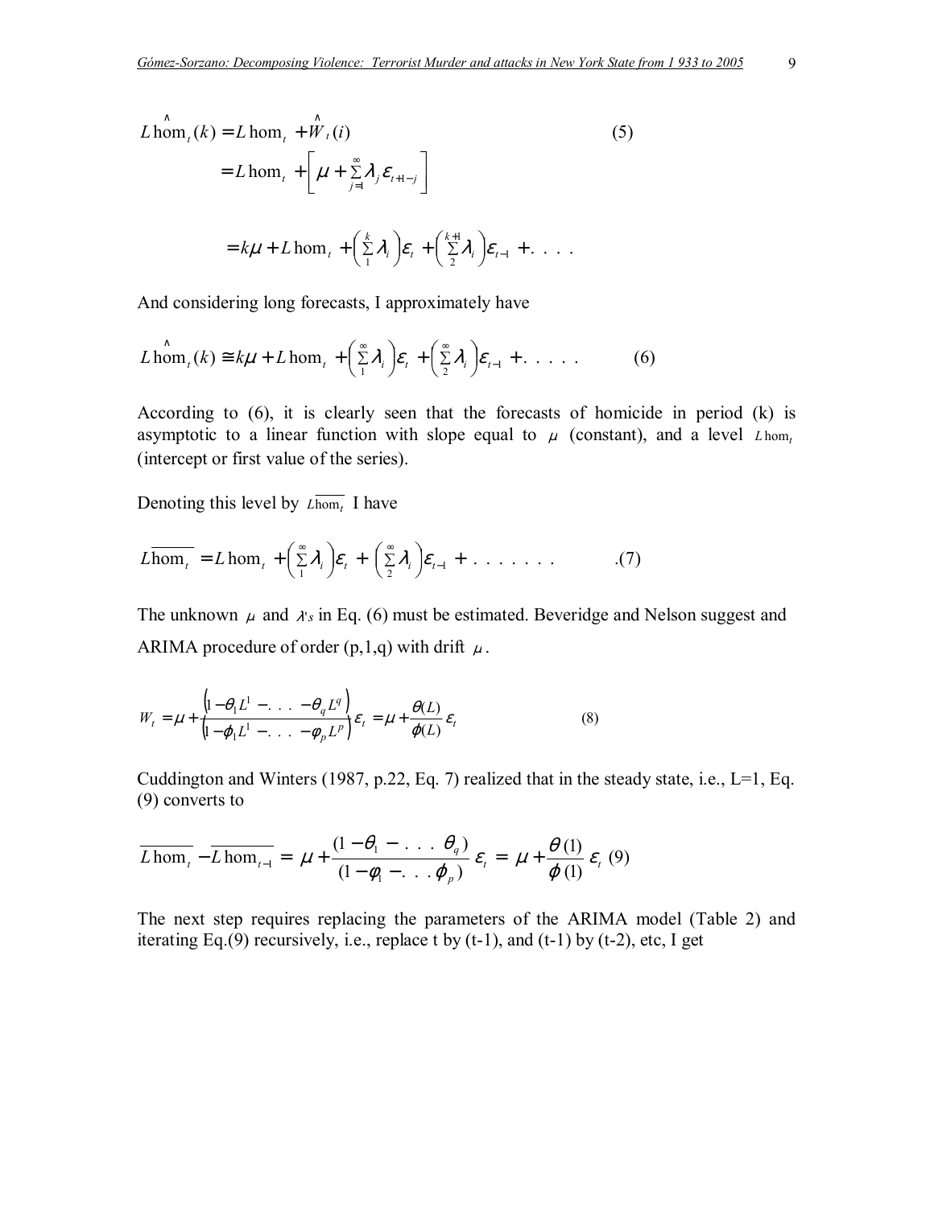$$L\hat{\text{hom}}_t(k) = L\,\text{hom}_t + \hat{W}_t(i) \tag{5}$$

$$= L\,\text{hom}_t + \left[\mu + \sum_{j=1}^{\infty} \lambda_j \varepsilon_{t+1-j}\right]$$

$$= k\mu + L\,\text{hom}_t + \left(\sum_{1}^{k} \lambda_i\right)\varepsilon_t + \left(\sum_{2}^{k+1} \lambda_i\right)\varepsilon_{t-1} + \ldots$$

And considering long forecasts, I approximately have

$$L\hat{\text{hom}}_t(k) \cong k\mu + L\,\text{hom}_t + \left(\sum_{1}^{\infty} \lambda_i\right)\varepsilon_t + \left(\sum_{2}^{\infty} \lambda_i\right)\varepsilon_{t-1} + \ldots \tag{6}$$

According to (6), it is clearly seen that the forecasts of homicide in period (k) is asymptotic to a linear function with slope equal to $\mu$ (constant), and a level $L\,\text{hom}_t$ (intercept or first value of the series).

Denoting this level by $L\overline{\text{hom}_t}$ I have

$$L\overline{\text{hom}_t} = L\,\text{hom}_t + \left(\sum_{1}^{\infty} \lambda_i\right)\varepsilon_t + \left(\sum_{2}^{\infty} \lambda_i\right)\varepsilon_{t-1} + \ldots \tag{7}$$

The unknown $\mu$ and $\lambda$'s in Eq. (6) must be estimated. Beveridge and Nelson suggest and ARIMA procedure of order (p,1,q) with drift $\mu$.

$$W_t = \mu + \frac{\left(1 - \theta_1 L^1 - \ldots - \theta_q L^q\right)}{\left(1 - \phi_1 L^1 - \ldots - \varphi_p L^p\right)}\varepsilon_t = \mu + \frac{\theta(L)}{\phi(L)}\varepsilon_t \tag{8}$$

Cuddington and Winters (1987, p.22, Eq. 7) realized that in the steady state, i.e., L=1, Eq. (9) converts to

$$\overline{L\,\text{hom}_t} - \overline{L\,\text{hom}_{t-1}} = \mu + \frac{(1 - \theta_1 - \ldots \theta_q)}{(1 - \varphi_1 - \ldots \phi_p)}\varepsilon_t = \mu + \frac{\theta(1)}{\phi(1)}\varepsilon_t \tag{9}$$

The next step requires replacing the parameters of the ARIMA model (Table 2) and iterating Eq.(9) recursively, i.e., replace t by (t-1), and (t-1) by (t-2), etc, I get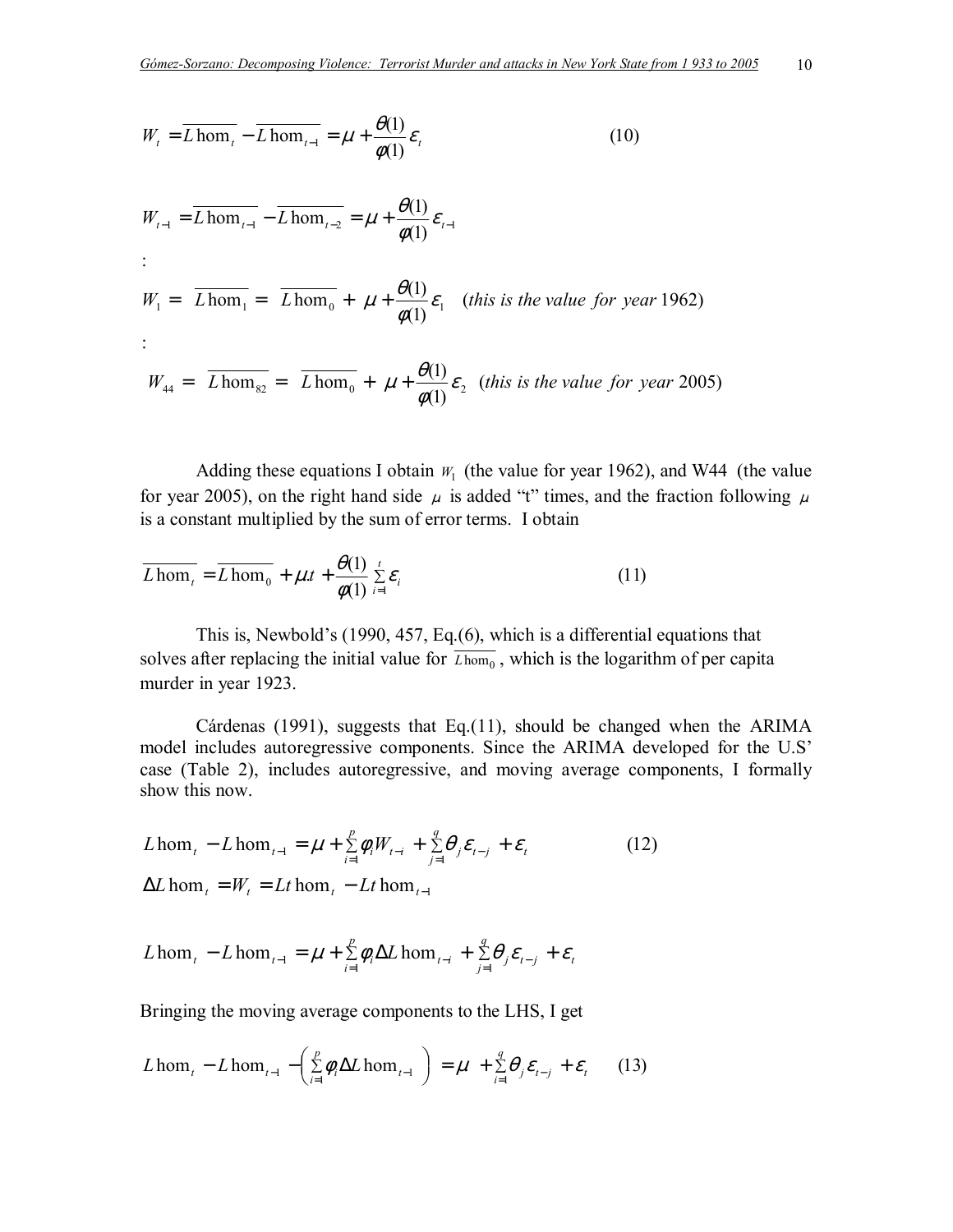$$W_t = \overline{L\,\text{hom}_t} - \overline{L\,\text{hom}_{t-1}} = \mu + \frac{\theta(1)}{\phi(1)}\varepsilon_t \qquad (10)$$

$$W_{t-1} = \overline{L\,\text{hom}_{t-1}} - \overline{L\,\text{hom}_{t-2}} = \mu + \frac{\theta(1)}{\phi(1)}\varepsilon_{t-1}$$

:

$$W_1 = \overline{L\,\text{hom}_1} = \overline{L\,\text{hom}_0} + \mu + \frac{\theta(1)}{\phi(1)}\varepsilon_1 \quad (\textit{this is the value for year } 1962)$$

:

$$W_{44} = \overline{L\,\text{hom}_{82}} = \overline{L\,\text{hom}_0} + \mu + \frac{\theta(1)}{\phi(1)}\varepsilon_2 \quad (\textit{this is the value for year } 2005)$$

Adding these equations I obtain $W_1$ (the value for year 1962), and W44 (the value for year 2005), on the right hand side $\mu$ is added "t" times, and the fraction following $\mu$ is a constant multiplied by the sum of error terms. I obtain

$$\overline{L\,\text{hom}_t} = \overline{L\,\text{hom}_0} + \mu.t + \frac{\theta(1)}{\phi(1)}\sum_{i=1}^{t}\varepsilon_i \qquad (11)$$

This is, Newbold's (1990, 457, Eq.(6), which is a differential equations that solves after replacing the initial value for $\overline{L\,\text{hom}_0}$, which is the logarithm of per capita murder in year 1923.

Cárdenas (1991), suggests that Eq.(11), should be changed when the ARIMA model includes autoregressive components. Since the ARIMA developed for the U.S' case (Table 2), includes autoregressive, and moving average components, I formally show this now.

$$L\,\text{hom}_t - L\,\text{hom}_{t-1} = \mu + \sum_{i=1}^{p}\phi_i W_{t-i} + \sum_{j=1}^{q}\theta_j\varepsilon_{t-j} + \varepsilon_t \qquad (12)$$

$$\Delta L\,\text{hom}_t = W_t = Lt\,\text{hom}_t - Lt\,\text{hom}_{t-1}$$

$$L\,\text{hom}_t - L\,\text{hom}_{t-1} = \mu + \sum_{i=1}^{p}\phi_i \Delta L\,\text{hom}_{t-i} + \sum_{j=1}^{q}\theta_j\varepsilon_{t-j} + \varepsilon_t$$

Bringing the moving average components to the LHS, I get

$$L\,\text{hom}_t - L\,\text{hom}_{t-1} - \left(\sum_{i=1}^{p}\phi_i \Delta L\,\text{hom}_{t-1}\right) = \mu + \sum_{i=1}^{q}\theta_j\varepsilon_{t-j} + \varepsilon_t \qquad (13)$$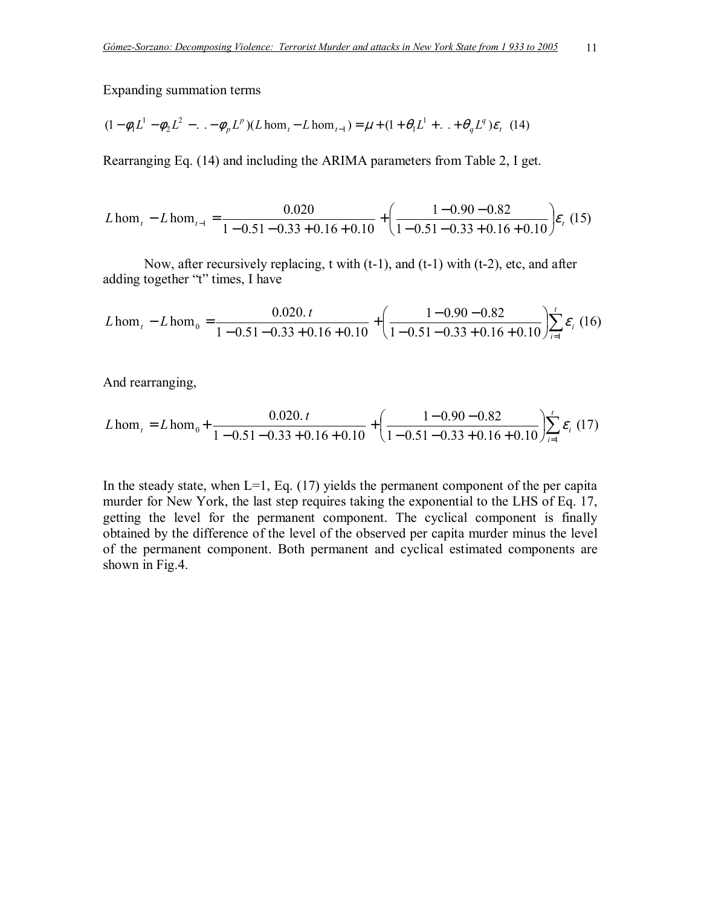Expanding summation terms

$$(1-\phi_1 L^1 - \phi_2 L^2 - . . - \phi_p L^p)(L\,\text{hom}_t - L\,\text{hom}_{t-1}) = \mu + (1+\theta_1 L^1 + . . + \theta_q L^q)\varepsilon_t \quad (14)$$

Rearranging Eq. (14) and including the ARIMA parameters from Table 2, I get.

$$L\,\text{hom}_t - L\,\text{hom}_{t-1} = \frac{0.020}{1-0.51-0.33+0.16+0.10} + \left(\frac{1-0.90-0.82}{1-0.51-0.33+0.16+0.10}\right)\varepsilon_t \quad (15)$$

Now, after recursively replacing, t with (t-1), and (t-1) with (t-2), etc, and after adding together "t" times, I have

$$L\,\text{hom}_t - L\,\text{hom}_0 = \frac{0.020.\,t}{1-0.51-0.33+0.16+0.10} + \left(\frac{1-0.90-0.82}{1-0.51-0.33+0.16+0.10}\right)\sum_{i=1}^{t}\varepsilon_i \quad (16)$$

And rearranging,

$$L\,\text{hom}_t = L\,\text{hom}_0 + \frac{0.020.\,t}{1-0.51-0.33+0.16+0.10} + \left(\frac{1-0.90-0.82}{1-0.51-0.33+0.16+0.10}\right)\sum_{i=1}^{t}\varepsilon_i \quad (17)$$

In the steady state, when L=1, Eq. (17) yields the permanent component of the per capita murder for New York, the last step requires taking the exponential to the LHS of Eq. 17, getting the level for the permanent component. The cyclical component is finally obtained by the difference of the level of the observed per capita murder minus the level of the permanent component. Both permanent and cyclical estimated components are shown in Fig.4.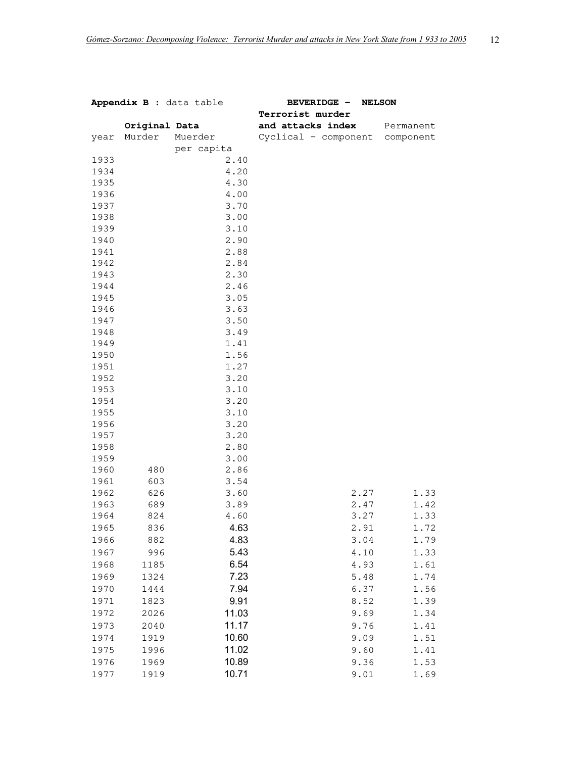**Appendix B** : data table

| | Original Data | | BEVERIDGE – NELSON Terrorist murder and attacks index | |
|---|---|---|---|---|
| year | Murder | Muerder per capita | Cyclical - component | Permanent component |
| 1933 | | 2.40 | | |
| 1934 | | 4.20 | | |
| 1935 | | 4.30 | | |
| 1936 | | 4.00 | | |
| 1937 | | 3.70 | | |
| 1938 | | 3.00 | | |
| 1939 | | 3.10 | | |
| 1940 | | 2.90 | | |
| 1941 | | 2.88 | | |
| 1942 | | 2.84 | | |
| 1943 | | 2.30 | | |
| 1944 | | 2.46 | | |
| 1945 | | 3.05 | | |
| 1946 | | 3.63 | | |
| 1947 | | 3.50 | | |
| 1948 | | 3.49 | | |
| 1949 | | 1.41 | | |
| 1950 | | 1.56 | | |
| 1951 | | 1.27 | | |
| 1952 | | 3.20 | | |
| 1953 | | 3.10 | | |
| 1954 | | 3.20 | | |
| 1955 | | 3.10 | | |
| 1956 | | 3.20 | | |
| 1957 | | 3.20 | | |
| 1958 | | 2.80 | | |
| 1959 | | 3.00 | | |
| 1960 | 480 | 2.86 | | |
| 1961 | 603 | 3.54 | | |
| 1962 | 626 | 3.60 | 2.27 | 1.33 |
| 1963 | 689 | 3.89 | 2.47 | 1.42 |
| 1964 | 824 | 4.60 | 3.27 | 1.33 |
| 1965 | 836 | 4.63 | 2.91 | 1.72 |
| 1966 | 882 | 4.83 | 3.04 | 1.79 |
| 1967 | 996 | 5.43 | 4.10 | 1.33 |
| 1968 | 1185 | 6.54 | 4.93 | 1.61 |
| 1969 | 1324 | 7.23 | 5.48 | 1.74 |
| 1970 | 1444 | 7.94 | 6.37 | 1.56 |
| 1971 | 1823 | 9.91 | 8.52 | 1.39 |
| 1972 | 2026 | 11.03 | 9.69 | 1.34 |
| 1973 | 2040 | 11.17 | 9.76 | 1.41 |
| 1974 | 1919 | 10.60 | 9.09 | 1.51 |
| 1975 | 1996 | 11.02 | 9.60 | 1.41 |
| 1976 | 1969 | 10.89 | 9.36 | 1.53 |
| 1977 | 1919 | 10.71 | 9.01 | 1.69 |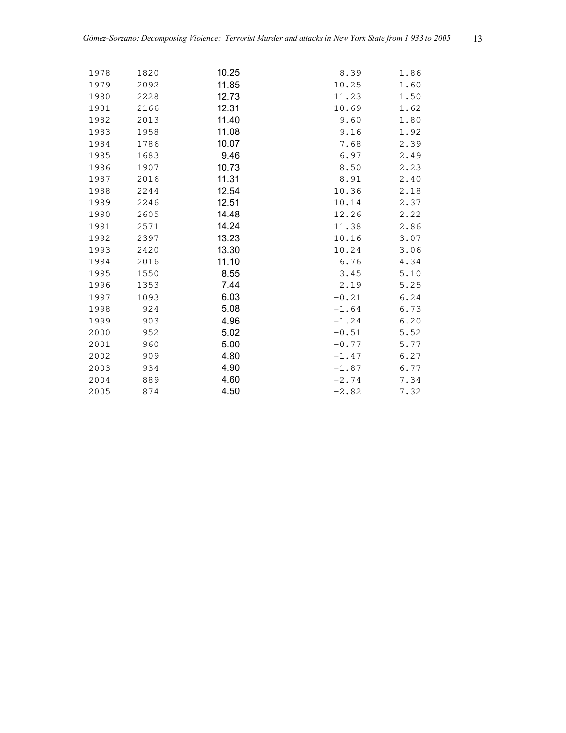| | | | | |
|---|---|---|---|---|
| 1978 | 1820 | 10.25 | 8.39 | 1.86 |
| 1979 | 2092 | 11.85 | 10.25 | 1.60 |
| 1980 | 2228 | 12.73 | 11.23 | 1.50 |
| 1981 | 2166 | 12.31 | 10.69 | 1.62 |
| 1982 | 2013 | 11.40 | 9.60 | 1.80 |
| 1983 | 1958 | 11.08 | 9.16 | 1.92 |
| 1984 | 1786 | 10.07 | 7.68 | 2.39 |
| 1985 | 1683 | 9.46 | 6.97 | 2.49 |
| 1986 | 1907 | 10.73 | 8.50 | 2.23 |
| 1987 | 2016 | 11.31 | 8.91 | 2.40 |
| 1988 | 2244 | 12.54 | 10.36 | 2.18 |
| 1989 | 2246 | 12.51 | 10.14 | 2.37 |
| 1990 | 2605 | 14.48 | 12.26 | 2.22 |
| 1991 | 2571 | 14.24 | 11.38 | 2.86 |
| 1992 | 2397 | 13.23 | 10.16 | 3.07 |
| 1993 | 2420 | 13.30 | 10.24 | 3.06 |
| 1994 | 2016 | 11.10 | 6.76 | 4.34 |
| 1995 | 1550 | 8.55 | 3.45 | 5.10 |
| 1996 | 1353 | 7.44 | 2.19 | 5.25 |
| 1997 | 1093 | 6.03 | −0.21 | 6.24 |
| 1998 | 924 | 5.08 | −1.64 | 6.73 |
| 1999 | 903 | 4.96 | −1.24 | 6.20 |
| 2000 | 952 | 5.02 | −0.51 | 5.52 |
| 2001 | 960 | 5.00 | −0.77 | 5.77 |
| 2002 | 909 | 4.80 | −1.47 | 6.27 |
| 2003 | 934 | 4.90 | −1.87 | 6.77 |
| 2004 | 889 | 4.60 | −2.74 | 7.34 |
| 2005 | 874 | 4.50 | −2.82 | 7.32 |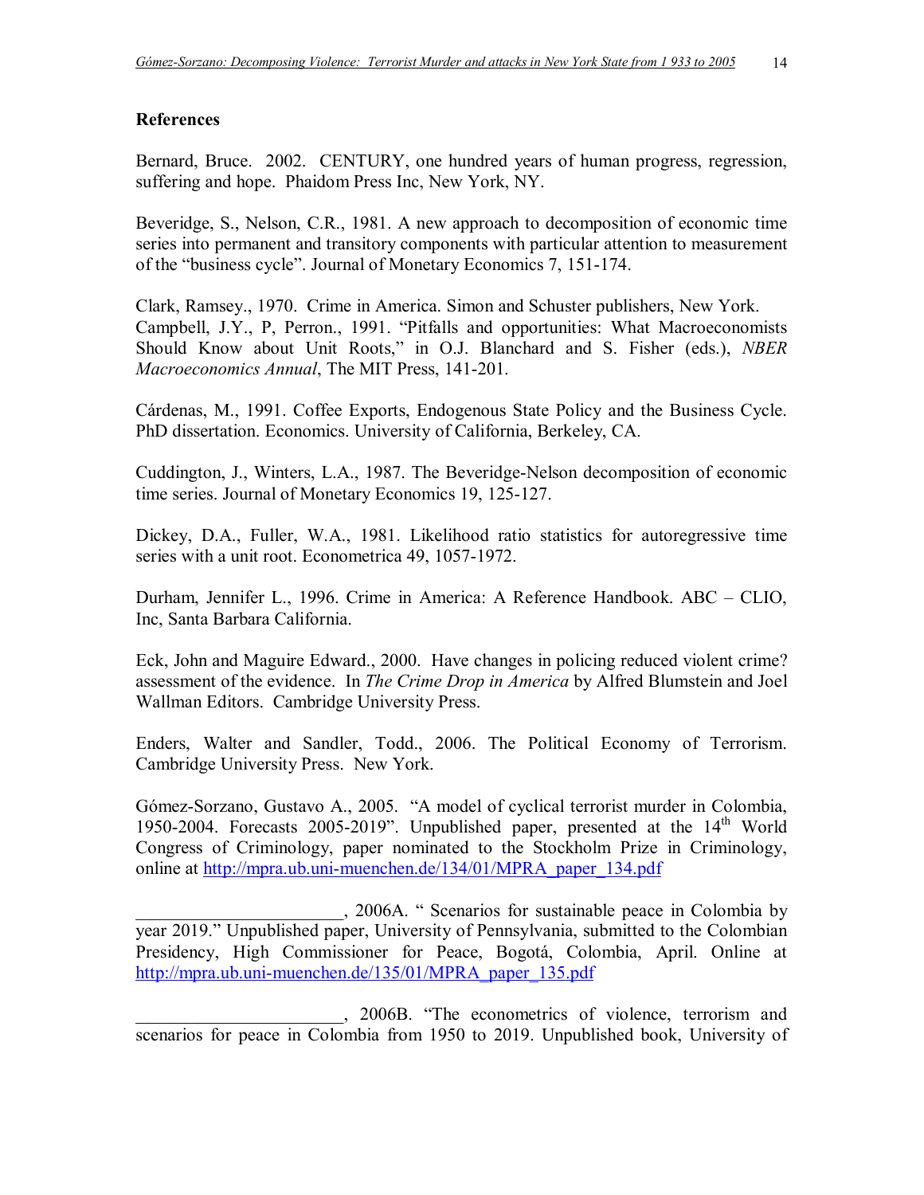## References

Bernard, Bruce. 2002. CENTURY, one hundred years of human progress, regression, suffering and hope. Phaidom Press Inc, New York, NY.

Beveridge, S., Nelson, C.R., 1981. A new approach to decomposition of economic time series into permanent and transitory components with particular attention to measurement of the "business cycle". Journal of Monetary Economics 7, 151-174.

Clark, Ramsey., 1970. Crime in America. Simon and Schuster publishers, New York.
Campbell, J.Y., P, Perron., 1991. "Pitfalls and opportunities: What Macroeconomists Should Know about Unit Roots," in O.J. Blanchard and S. Fisher (eds.), *NBER Macroeconomics Annual*, The MIT Press, 141-201.

Cárdenas, M., 1991. Coffee Exports, Endogenous State Policy and the Business Cycle. PhD dissertation. Economics. University of California, Berkeley, CA.

Cuddington, J., Winters, L.A., 1987. The Beveridge-Nelson decomposition of economic time series. Journal of Monetary Economics 19, 125-127.

Dickey, D.A., Fuller, W.A., 1981. Likelihood ratio statistics for autoregressive time series with a unit root. Econometrica 49, 1057-1972.

Durham, Jennifer L., 1996. Crime in America: A Reference Handbook. ABC – CLIO, Inc, Santa Barbara California.

Eck, John and Maguire Edward., 2000. Have changes in policing reduced violent crime? assessment of the evidence. In *The Crime Drop in America* by Alfred Blumstein and Joel Wallman Editors. Cambridge University Press.

Enders, Walter and Sandler, Todd., 2006. The Political Economy of Terrorism. Cambridge University Press. New York.

Gómez-Sorzano, Gustavo A., 2005. "A model of cyclical terrorist murder in Colombia, 1950-2004. Forecasts 2005-2019". Unpublished paper, presented at the 14th World Congress of Criminology, paper nominated to the Stockholm Prize in Criminology, online at http://mpra.ub.uni-muenchen.de/134/01/MPRA_paper_134.pdf

________________________, 2006A. " Scenarios for sustainable peace in Colombia by year 2019." Unpublished paper, University of Pennsylvania, submitted to the Colombian Presidency, High Commissioner for Peace, Bogotá, Colombia, April. Online at http://mpra.ub.uni-muenchen.de/135/01/MPRA_paper_135.pdf

________________________, 2006B. "The econometrics of violence, terrorism and scenarios for peace in Colombia from 1950 to 2019. Unpublished book, University of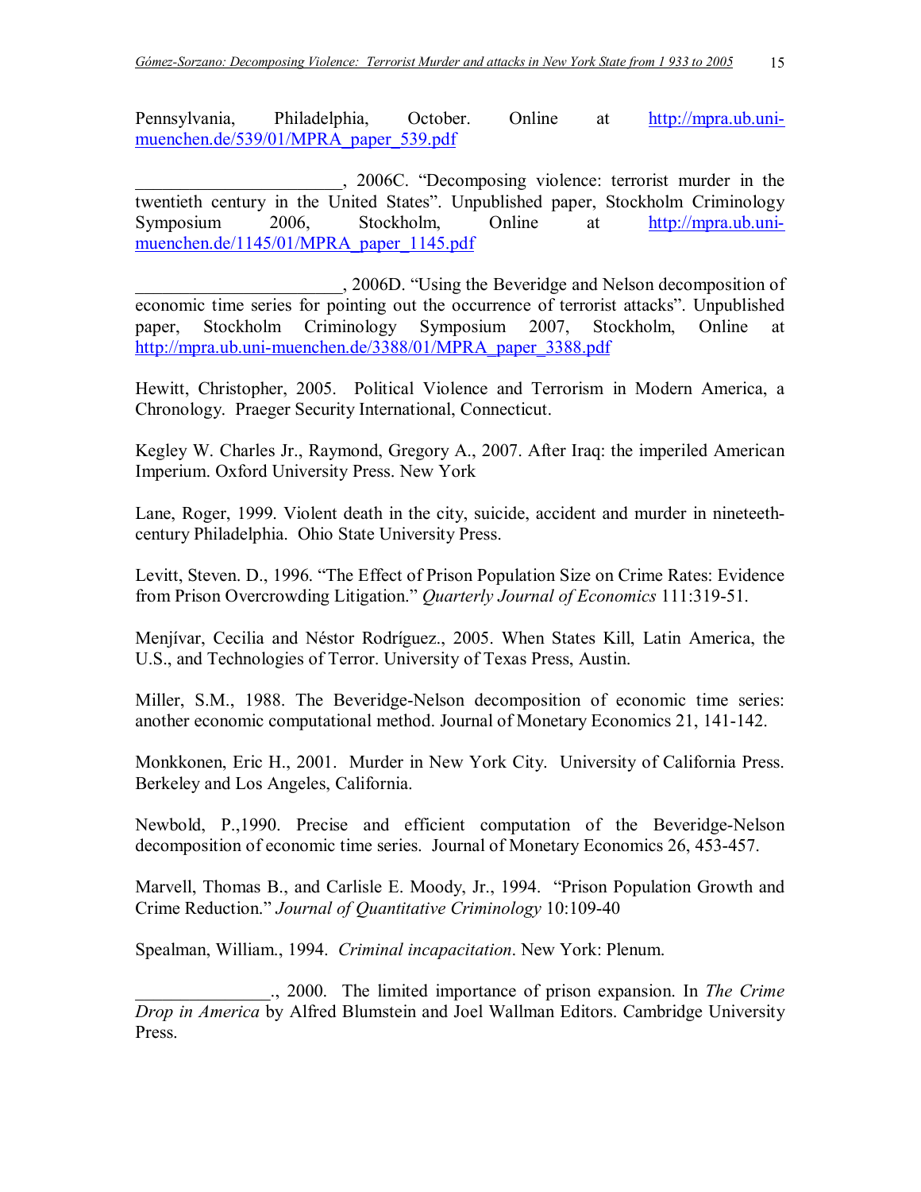Pennsylvania, Philadelphia, October. Online at http://mpra.ub.uni-muenchen.de/539/01/MPRA_paper_539.pdf

_______________________, 2006C. "Decomposing violence: terrorist murder in the twentieth century in the United States". Unpublished paper, Stockholm Criminology Symposium 2006, Stockholm, Online at http://mpra.ub.uni-muenchen.de/1145/01/MPRA_paper_1145.pdf

_______________________, 2006D. "Using the Beveridge and Nelson decomposition of economic time series for pointing out the occurrence of terrorist attacks". Unpublished paper, Stockholm Criminology Symposium 2007, Stockholm, Online at http://mpra.ub.uni-muenchen.de/3388/01/MPRA_paper_3388.pdf

Hewitt, Christopher, 2005. Political Violence and Terrorism in Modern America, a Chronology. Praeger Security International, Connecticut.

Kegley W. Charles Jr., Raymond, Gregory A., 2007. After Iraq: the imperiled American Imperium. Oxford University Press. New York

Lane, Roger, 1999. Violent death in the city, suicide, accident and murder in nineteeth-century Philadelphia. Ohio State University Press.

Levitt, Steven. D., 1996. "The Effect of Prison Population Size on Crime Rates: Evidence from Prison Overcrowding Litigation." *Quarterly Journal of Economics* 111:319-51.

Menjívar, Cecilia and Néstor Rodríguez., 2005. When States Kill, Latin America, the U.S., and Technologies of Terror. University of Texas Press, Austin.

Miller, S.M., 1988. The Beveridge-Nelson decomposition of economic time series: another economic computational method. Journal of Monetary Economics 21, 141-142.

Monkkonen, Eric H., 2001. Murder in New York City. University of California Press. Berkeley and Los Angeles, California.

Newbold, P.,1990. Precise and efficient computation of the Beveridge-Nelson decomposition of economic time series. Journal of Monetary Economics 26, 453-457.

Marvell, Thomas B., and Carlisle E. Moody, Jr., 1994. "Prison Population Growth and Crime Reduction." *Journal of Quantitative Criminology* 10:109-40

Spealman, William., 1994. *Criminal incapacitation*. New York: Plenum.

_______________., 2000. The limited importance of prison expansion. In *The Crime Drop in America* by Alfred Blumstein and Joel Wallman Editors. Cambridge University Press.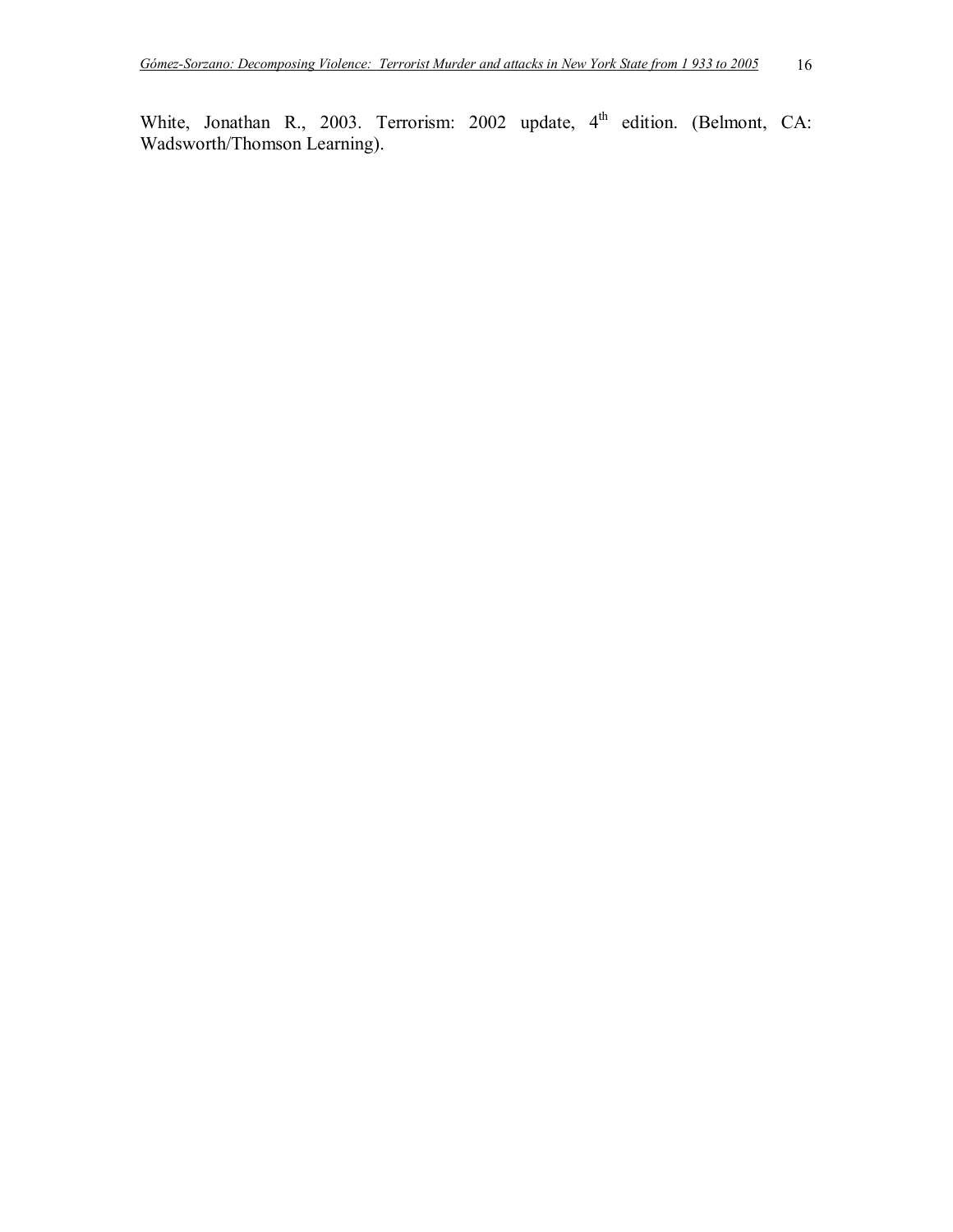White, Jonathan R., 2003. Terrorism: 2002 update, 4th edition. (Belmont, CA: Wadsworth/Thomson Learning).